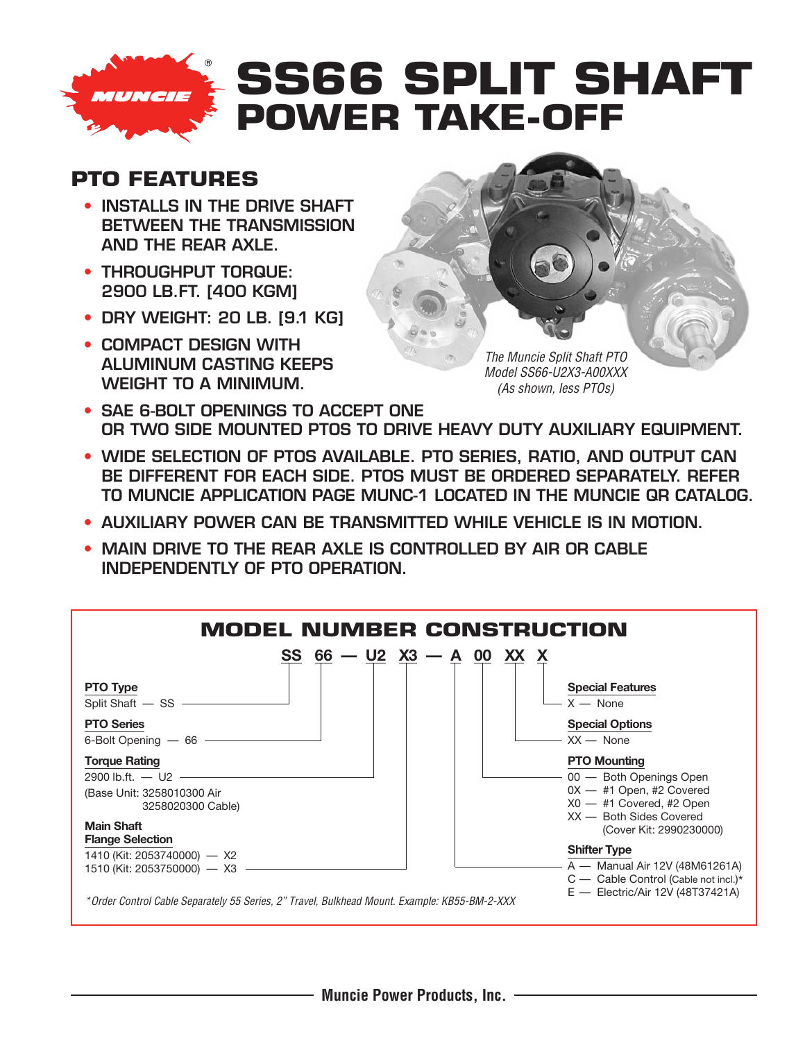# SS66 SPLIT SHAFT POWER TAKE-OFF

## PTO FEATURES

- INSTALLS IN THE DRIVE SHAFT BETWEEN THE TRANSMISSION AND THE REAR AXLE.
- THROUGHPUT TORQUE: 2900 LB.FT. [400 KGM]
- DRY WEIGHT: 20 LB. [9.1 KG]
- COMPACT DESIGN WITH ALUMINUM CASTING KEEPS WEIGHT TO A MINIMUM.
- SAE 6-BOLT OPENINGS TO ACCEPT ONE OR TWO SIDE MOUNTED PTOS TO DRIVE HEAVY DUTY AUXILIARY EQUIPMENT.
- WIDE SELECTION OF PTOS AVAILABLE. PTO SERIES, RATIO, AND OUTPUT CAN BE DIFFERENT FOR EACH SIDE. PTOS MUST BE ORDERED SEPARATELY. REFER TO MUNCIE APPLICATION PAGE MUNC-1 LOCATED IN THE MUNCIE QR CATALOG.
- AUXILIARY POWER CAN BE TRANSMITTED WHILE VEHICLE IS IN MOTION.
- MAIN DRIVE TO THE REAR AXLE IS CONTROLLED BY AIR OR CABLE INDEPENDENTLY OF PTO OPERATION.

*The Muncie Split Shaft PTO Model SS66-U2X3-A00XXX (As shown, less PTOs)*

## MODEL NUMBER CONSTRUCTION

**SS 66 — U2 X3 — A 00 XX X**

**PTO Type**
Split Shaft — SS

**PTO Series**
6-Bolt Opening — 66

**Torque Rating**
2900 lb.ft. — U2
(Base Unit: 3258010300 Air
3258020300 Cable)

**Main Shaft Flange Selection**
1410 (Kit: 2053740000) — X2
1510 (Kit: 2053750000) — X3

**Shifter Type**
A — Manual Air 12V (48M61261A)
C — Cable Control (Cable not incl.)*
E — Electric/Air 12V (48T37421A)

**PTO Mounting**
00 — Both Openings Open
0X — #1 Open, #2 Covered
X0 — #1 Covered, #2 Open
XX — Both Sides Covered
(Cover Kit: 2990230000)

**Special Options**
XX — None

**Special Features**
X — None

*\*Order Control Cable Separately 55 Series, 2" Travel, Bulkhead Mount. Example: KB55-BM-2-XXX*

Muncie Power Products, Inc.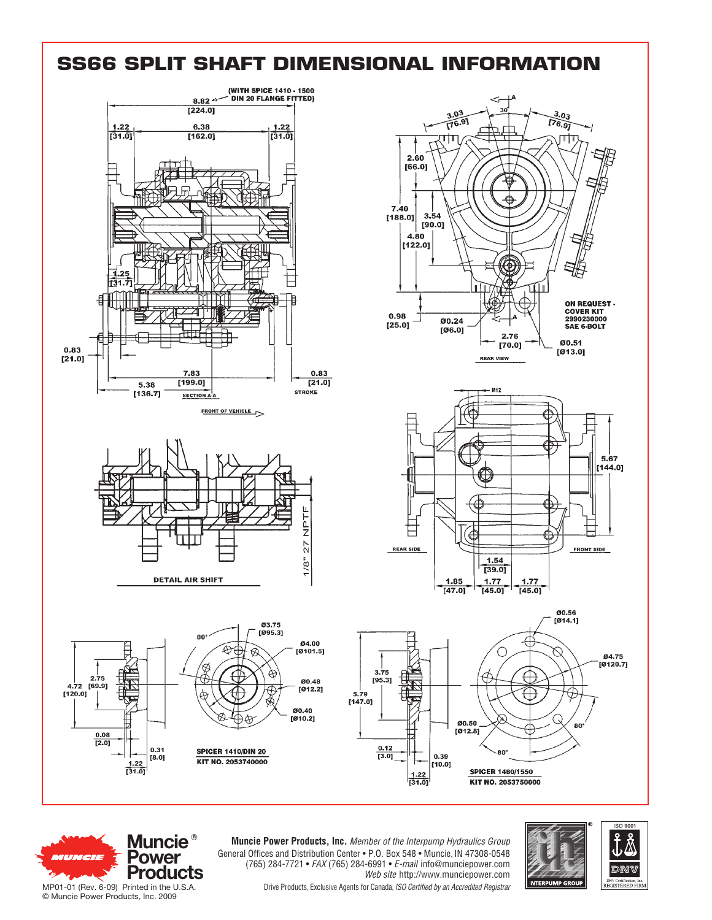# SS66 SPLIT SHAFT DIMENSIONAL INFORMATION

(WITH SPICE 1410 - 1500 DIN 20 FLANGE FITTED)

8.82 [224.0]

1.22 [31.0]

6.38 [162.0]

1.22 [31.0]

1.25 [31.7]

0.83 [21.0]

7.83 [199.0]

0.83 [21.0]

5.38 [136.7]

STROKE

SECTION A-A

FRONT OF VEHICLE

3.03 [76.9]

30°

3.03 [76.9]

2.60 [66.0]

7.40 [188.0]

3.54 [90.0]

4.80 [122.0]

0.98 [25.0]

Ø0.24 [Ø6.0]

2.76 [70.0]

Ø0.51 [Ø13.0]

ON REQUEST - COVER KIT 2990230000 SAE 6-BOLT

REAR VIEW

M12

5.67 [144.0]

REAR SIDE

FRONT SIDE

1.54 [39.0]

1.85 [47.0]

1.77 [45.0]

1.77 [45.0]

DETAIL AIR SHIFT

1/8" 27 NPTF

4.72 [120.0]

2.75 [69.9]

0.08 [2.0]

0.31 [8.0]

1.22 [31.0]

80°

Ø3.75 [Ø95.3]

Ø4.00 [Ø101.5]

Ø0.48 [Ø12.2]

Ø0.40 [Ø10.2]

SPICER 1410/DIN 20
KIT NO. 2053740000

5.79 [147.0]

3.75 [95.3]

0.12 [3.0]

0.39 [10.0]

1.22 [31.0]

Ø0.56 [Ø14.1]

Ø4.75 [Ø120.7]

Ø0.50 [Ø12.8]

80°

80°

SPICER 1480/1550
KIT NO. 2053750000

Muncie Power Products

MP01-01 (Rev. 6-09) Printed in the U.S.A.
© Muncie Power Products, Inc. 2009

**Muncie Power Products, Inc.** *Member of the Interpump Hydraulics Group*
General Offices and Distribution Center • P.O. Box 548 • Muncie, IN 47308-0548
(765) 284-7721 • *FAX* (765) 284-6991 • *E-mail* info@munciepower.com
*Web site* http://www.munciepower.com
Drive Products, Exclusive Agents for Canada, *ISO Certified by an Accredited Registrar*

INTERPUMP GROUP

ISO 9001 DNV Certification, Inc. REGISTERED FIRM